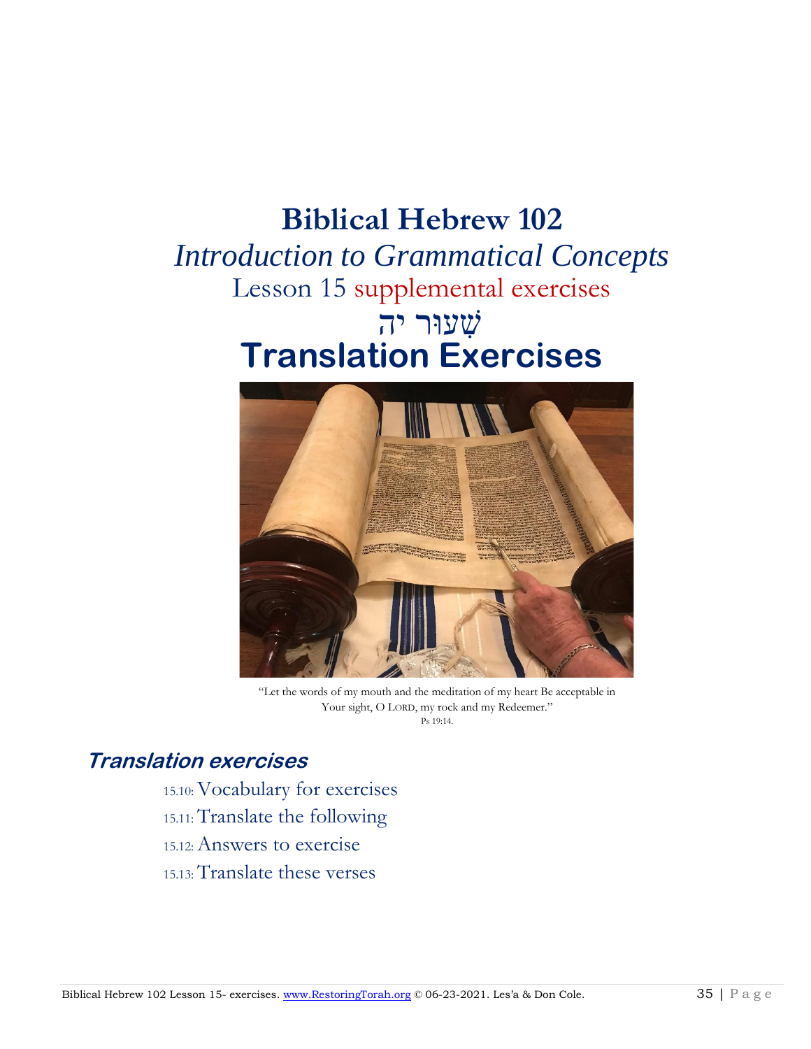# Biblical Hebrew 102

## *Introduction to Grammatical Concepts*

### Lesson 15 supplemental exercises

## שִׁעוּר יה

# Translation Exercises

"Let the words of my mouth and the meditation of my heart Be acceptable in Your sight, O LORD, my rock and my Redeemer."
Ps 19:14.

## *Translation exercises*

- 15.10: Vocabulary for exercises
- 15.11: Translate the following
- 15.12: Answers to exercise
- 15.13: Translate these verses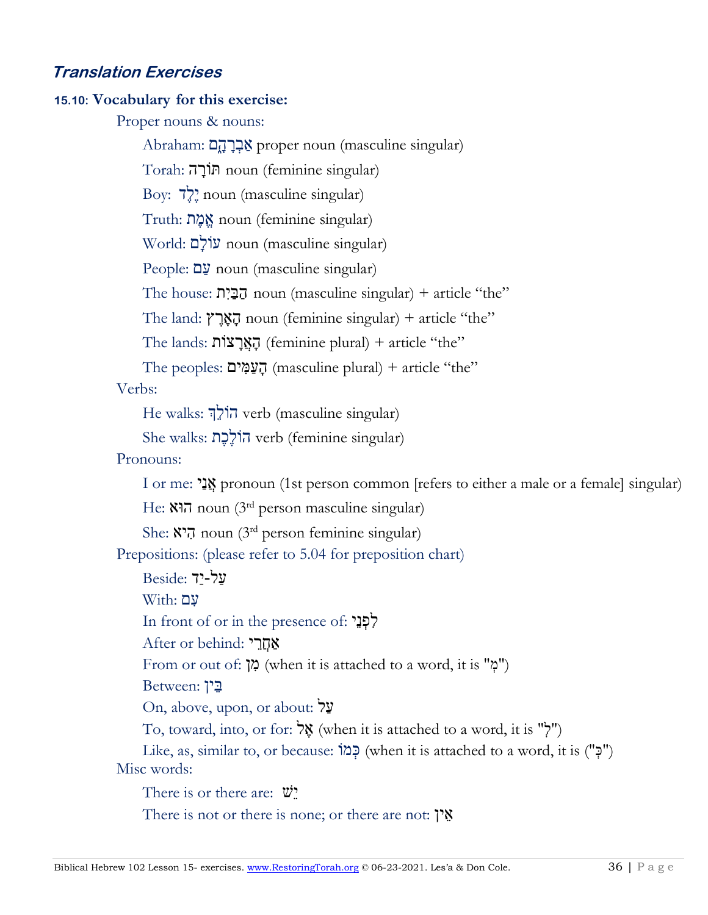## *Translation Exercises*

**15.10: Vocabulary for this exercise:**

Proper nouns & nouns:

- Abraham: אַבְרָהָם proper noun (masculine singular)
- Torah: תּוֹרָה noun (feminine singular)
- Boy: יֶלֶד noun (masculine singular)
- Truth: אֱמֶת noun (feminine singular)
- World: עוֹלָם noun (masculine singular)
- People: עַם noun (masculine singular)
- The house: הַבַּיִת noun (masculine singular) + article "the"
- The land: הָאָרֶץ noun (feminine singular) + article "the"
- The lands: הָאֲרָצוֹת (feminine plural) + article "the"
- The peoples: הָעַמִּים (masculine plural) + article "the"

Verbs:

- He walks: הוֹלֵךְ verb (masculine singular)
- She walks: הוֹלֶכֶת verb (feminine singular)

Pronouns:

- I or me: אֲנִי pronoun (1st person common [refers to either a male or a female] singular)
- He: הוּא noun (3rd person masculine singular)
- She: הִיא noun (3rd person feminine singular)

Prepositions: (please refer to 5.04 for preposition chart)

- Beside: עַל-יַד
- With: עִם
- In front of or in the presence of: לִפְנֵי
- After or behind: אַחֲרֵי
- From or out of: מִן (when it is attached to a word, it is "מְ")
- Between: בֵּין
- On, above, upon, or about: עַל
- To, toward, into, or for: אֶל (when it is attached to a word, it is "לְ")
- Like, as, similar to, or because: כְּמוֹ (when it is attached to a word, it is ("כְּ")

Misc words:

- There is or there are: יֵשׁ
- There is not or there is none; or there are not: אֵין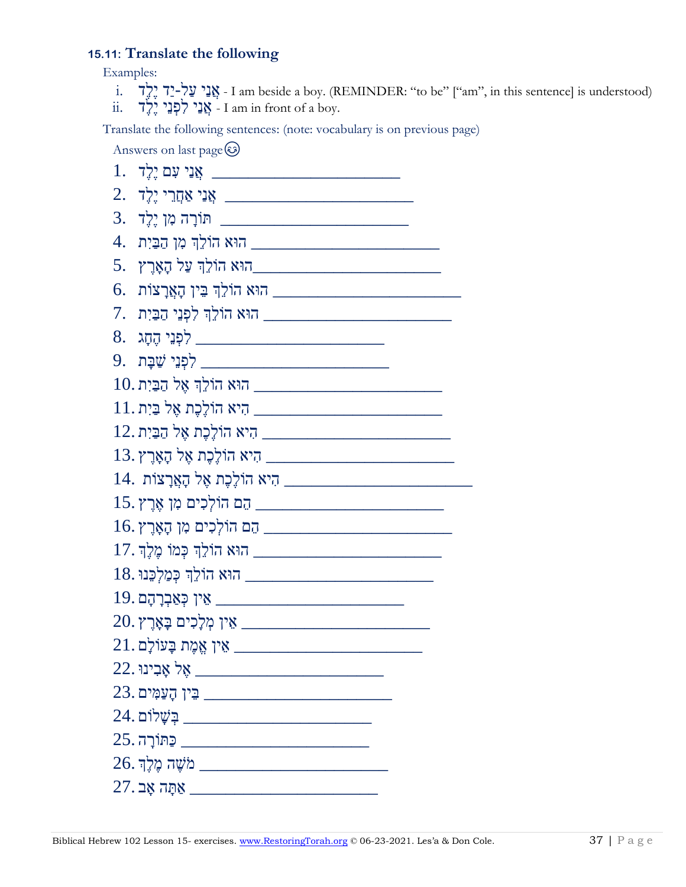### 15.11: **Translate the following**

Examples:

i. אֲנִי עַל-יַד יֶלֶד - I am beside a boy. (REMINDER: "to be" ["am", in this sentence] is understood)

ii. אֲנִי לִפְנֵי יֶלֶד - I am in front of a boy.

Translate the following sentences: (note: vocabulary is on previous page)

Answers on last page😊

1. אֲנִי עִם יֶלֶד ______________________
2. אֲנִי אַחֲרֵי יֶלֶד ______________________
3. תּוֹרָה מִן יֶלֶד ______________________
4. הוּא הוֹלֵךְ מִן הַבַּיִת ______________________
5. הוּא הוֹלֵךְ עַל הָאָרֶץ______________________
6. הוּא הוֹלֵךְ בֵּין הָאֲרָצוֹת ______________________
7. הוּא הוֹלֵךְ לִפְנֵי הַבַּיִת ______________________
8. לִפְנֵי הֶחָג ______________________
9. לִפְנֵי שַׁבָּת ______________________
10. הוּא הוֹלֵךְ אֶל הַבַּיִת ______________________
11. הִיא הוֹלֶכֶת אֶל בַּיִת ______________________
12. הִיא הוֹלֶכֶת אֶל הַבַּיִת ______________________
13. הִיא הוֹלֶכֶת אֶל הָאָרֶץ ______________________
14. הִיא הוֹלֶכֶת אֶל הָאֲרָצוֹת ______________________
15. הֵם הוֹלְכִים מִן אֶרֶץ ______________________
16. הֵם הוֹלְכִים מִן הָאָרֶץ ______________________
17. הוּא הוֹלֵךְ כְּמוֹ מֶלֶךְ ______________________
18. הוּא הוֹלֵךְ כְּמַלְכֵּנוּ ______________________
19. אֵין כְּאַבְרָהָם ______________________
20. אֵין מְלָכִים בָּאָרֶץ ______________________
21. אֵין אֱמֶת בָּעוֹלָם ______________________
22. אֶל אָבִינוּ ______________________
23. בֵּין הָעַמִּים ______________________
24. בְּשָׁלוֹם ______________________
25. כַּתּוֹרָה ______________________
26. מֹשֶׁה מֶלֶךְ ______________________
27. אַתָּה אָב ______________________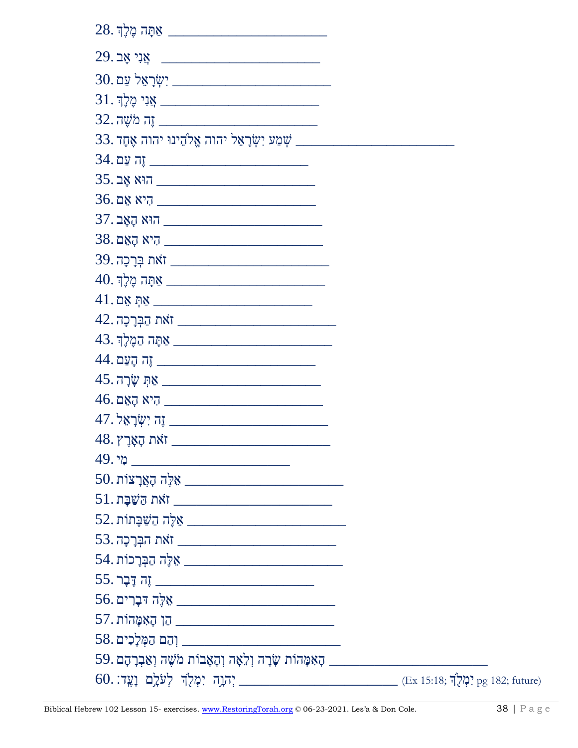28. אַתָּה מֶלֶךְ ________________________

29. אֲנִי אָב ________________________

30. יִשְׂרָאֵל עַם ________________________

31. אֲנִי מֶלֶךְ ________________________

32. זֶה מֹשֶׁה ________________________

33. שְׁמַע יִשְׂרָאֵל יהוה אֱלֹהֵינוּ יהוה אֶחָד ________________________

34. זֶה עַם ________________________

35. הוּא אָב ________________________

36. הִיא אֵם ________________________

37. הוּא הָאָב ________________________

38. הִיא הָאֵם ________________________

39. זֹאת בְּרָכָה ________________________

40. אַתָּה מֶלֶךְ ________________________

41. אַתְּ אֵם ________________________

42. זֹאת הַבְּרָכָה ________________________

43. אַתָּה הַמֶּלֶךְ ________________________

44. זֶה הָעַם ________________________

45. אַתְּ שָׂרָה ________________________

46. הִיא הָאֵם ________________________

47. זֶה יִשְׂרָאֵל ________________________

48. זֹאת הָאָרֶץ ________________________

49. מִי ________________________

50. אֵלֶּה הָאֲרָצוֹת ________________________

51. זֹאת הַשַּׁבָּת ________________________

52. אֵלֶּה הַשַּׁבָּתוֹת ________________________

53. זֹאת הַבְּרָכָה ________________________

54. אֵלֶּה הַבְּרָכוֹת ________________________

55. זֶה דָּבָר ________________________

56. אֵלֶּה דְּבָרִים ________________________

57. הֵן הָאִמָּהוֹת ________________________

58. וְהֵם הַמְּלָכִים ________________________

59. הָאִמָּהוֹת שָׂרָה וְלֵאָה וְהָאָבוֹת מֹשֶׁה וְאַבְרָהָם ________________________

60. יְהוָה יִמְלֹךְ לְעֹלָם וָעֶד׃ ________________________ (Ex 15:18; יִמְלֹךְ pg 182; future)

Biblical Hebrew 102 Lesson 15- exercises. www.RestoringTorah.org © 06-23-2021. Les'a & Don Cole.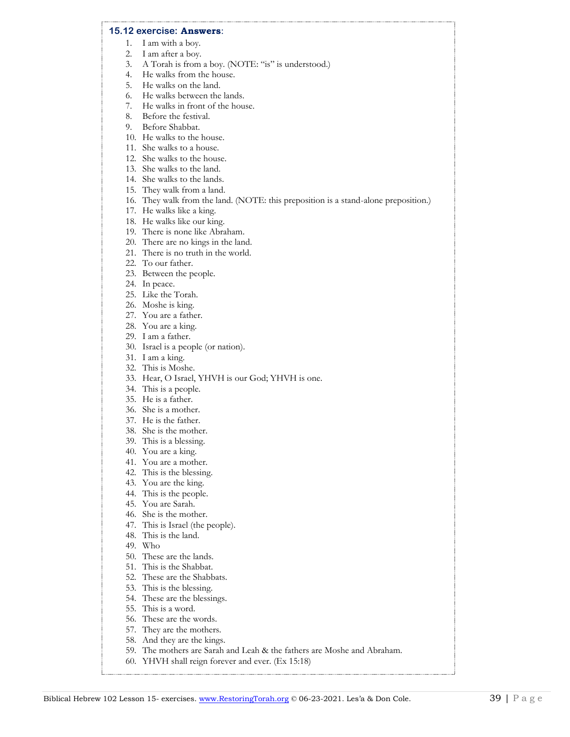### 15.12 exercise: **Answers**:

1. I am with a boy.
2. I am after a boy.
3. A Torah is from a boy. (NOTE: "is" is understood.)
4. He walks from the house.
5. He walks on the land.
6. He walks between the lands.
7. He walks in front of the house.
8. Before the festival.
9. Before Shabbat.
10. He walks to the house.
11. She walks to a house.
12. She walks to the house.
13. She walks to the land.
14. She walks to the lands.
15. They walk from a land.
16. They walk from the land. (NOTE: this preposition is a stand-alone preposition.)
17. He walks like a king.
18. He walks like our king.
19. There is none like Abraham.
20. There are no kings in the land.
21. There is no truth in the world.
22. To our father.
23. Between the people.
24. In peace.
25. Like the Torah.
26. Moshe is king.
27. You are a father.
28. You are a king.
29. I am a father.
30. Israel is a people (or nation).
31. I am a king.
32. This is Moshe.
33. Hear, O Israel, YHVH is our God; YHVH is one.
34. This is a people.
35. He is a father.
36. She is a mother.
37. He is the father.
38. She is the mother.
39. This is a blessing.
40. You are a king.
41. You are a mother.
42. This is the blessing.
43. You are the king.
44. This is the people.
45. You are Sarah.
46. She is the mother.
47. This is Israel (the people).
48. This is the land.
49. Who
50. These are the lands.
51. This is the Shabbat.
52. These are the Shabbats.
53. This is the blessing.
54. These are the blessings.
55. This is a word.
56. These are the words.
57. They are the mothers.
58. And they are the kings.
59. The mothers are Sarah and Leah & the fathers are Moshe and Abraham.
60. YHVH shall reign forever and ever. (Ex 15:18)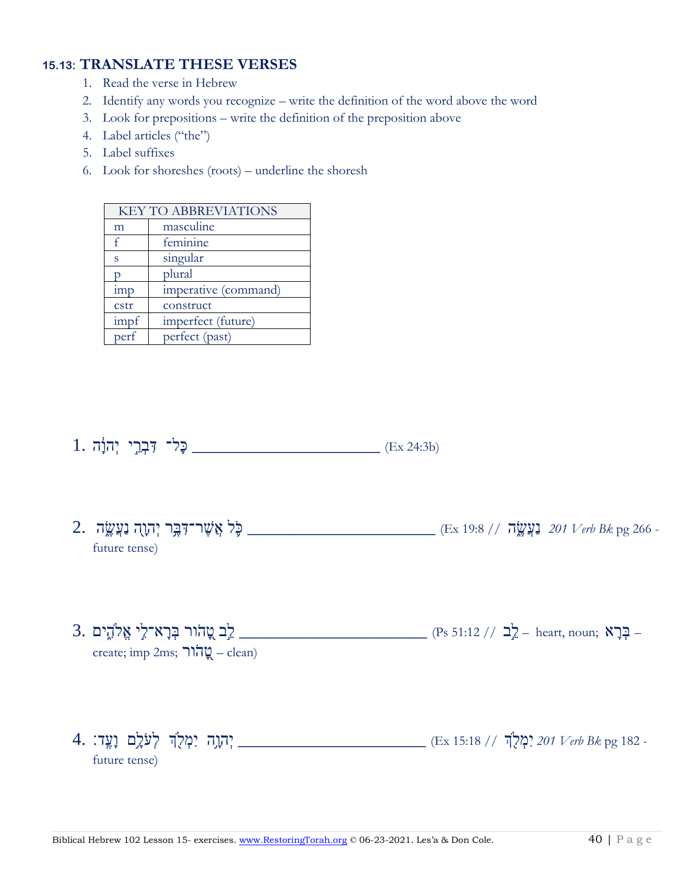### 15.13: TRANSLATE THESE VERSES

1. Read the verse in Hebrew
2. Identify any words you recognize – write the definition of the word above the word
3. Look for prepositions – write the definition of the preposition above
4. Label articles ("the")
5. Label suffixes
6. Look for shoreshes (roots) – underline the shoresh

| KEY TO ABBREVIATIONS | |
|---|---|
| m | masculine |
| f | feminine |
| s | singular |
| p | plural |
| imp | imperative (command) |
| cstr | construct |
| impf | imperfect (future) |
| perf | perfect (past) |

1. כָּל־ דִּבְרֵי יְהוָ֔ה ________________________ (Ex 24:3b)

2. כֹּ֛ל אֲשֶׁר־דִּבֶּ֥ר יְהוָ֖ה נַעֲשֶׂ֑ה ________________________ (Ex 19:8 // נַעֲשֶׂה *201 Verb Bk* pg 266 - future tense)

3. לֵ֣ב טָ֭הוֹר בְּרָא־לִ֣י אֱלֹהִ֑ים ________________________ (Ps 51:12 // לֵב – heart, noun; בְּרָא – create; imp 2ms; טָהוֹר – clean)

4. יְהוָ֥ה ׀ יִמְלֹ֖ךְ לְעֹלָ֥ם וָעֶֽד׃ ________________________ (Ex 15:18 // יִמְלֹךְ *201 Verb Bk* pg 182 - future tense)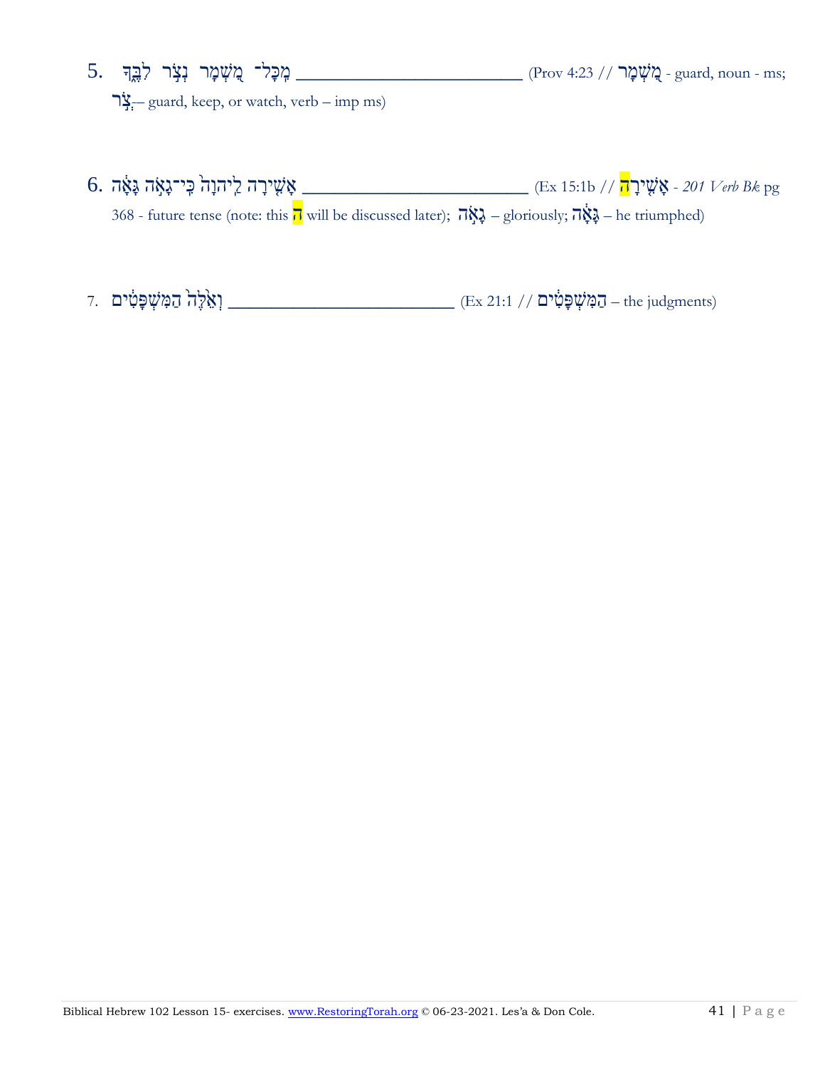5. מִכָּל־ מִשְׁמָר נְצֹר לִבֶּךָ _________________________ (Prov 4:23 // מִשְׁמָר - guard, noun - ms; נְצֹר – guard, keep, or watch, verb – imp ms)

6. אָשִׁירָה לַיהוָה כִּי־גָאֹה גָּאָה _________________________ (Ex 15:1b // אָשִׁירָה - *201 Verb Bk* pg 368 - future tense (note: this ה will be discussed later); גָּאֹה – gloriously; גָּאָה – he triumphed)

7. וְאֵלֶּה הַמִּשְׁפָּטִים _________________________ (Ex 21:1 // הַמִּשְׁפָּטִים – the judgments)